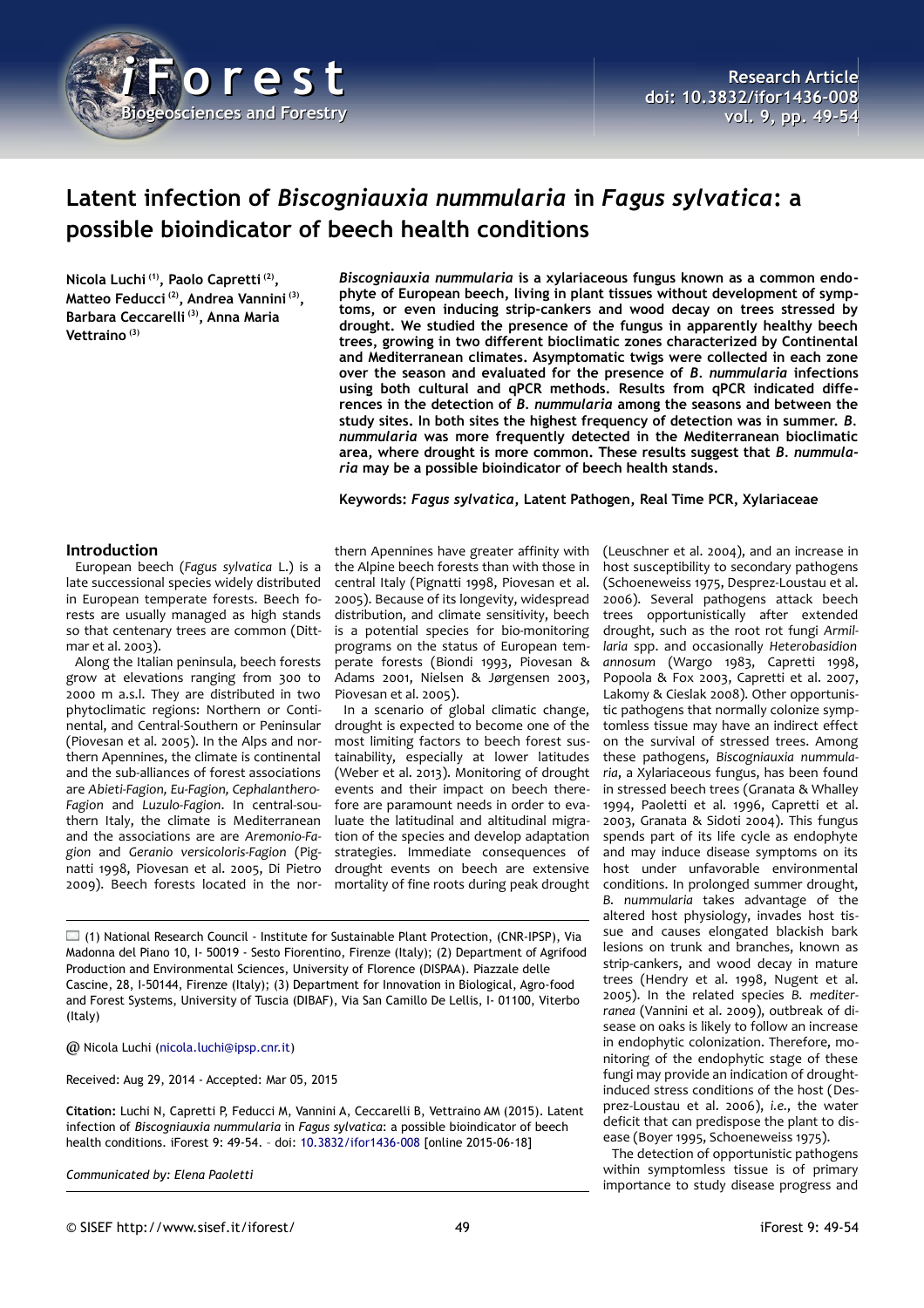# Latent infection of *Biscogniauxia nummularia* in *Fagus sylvatica*: a possible bioindicator of beech health conditions

**Nicola Luchi [(1)], Paolo Capretti [(2)], Matteo Feducci [(2)], Andrea Vannini [(3)], Barbara Ceccarelli [(3)], Anna Maria Vettraino [(3)]**

***Biscogniauxia nummularia*** **is a xylariaceous fungus known as a common endophyte of European beech, living in plant tissues without development of symptoms, or even inducing strip-cankers and wood decay on trees stressed by drought. We studied the presence of the fungus in apparently healthy beech trees, growing in two different bioclimatic zones characterized by Continental and Mediterranean climates. Asymptomatic twigs were collected in each zone over the season and evaluated for the presence of** ***B. nummularia*** **infections using both cultural and qPCR methods. Results from qPCR indicated differences in the detection of** ***B. nummularia*** **among the seasons and between the study sites. In both sites the highest frequency of detection was in summer.** ***B. nummularia*** **was more frequently detected in the Mediterranean bioclimatic area, where drought is more common. These results suggest that** ***B. nummularia*** **may be a possible bioindicator of beech health stands.**

**Keywords:** ***Fagus sylvatica*****, Latent Pathogen, Real Time PCR, Xylariaceae**

## Introduction

European beech (*Fagus sylvatica* L.) is a late successional species widely distributed in European temperate forests. Beech forests are usually managed as high stands so that centenary trees are common (Dittmar et al. 2003).

Along the Italian peninsula, beech forests grow at elevations ranging from 300 to 2000 m a.s.l. They are distributed in two phytoclimatic regions: Northern or Continental, and Central-Southern or Peninsular (Piovesan et al. 2005). In the Alps and northern Apennines, the climate is continental and the sub-alliances of forest associations are *Abieti-Fagion, Eu-Fagion, Cephalanthero-Fagion* and *Luzulo-Fagion*. In central-southern Italy, the climate is Mediterranean and the associations are are *Aremonio-Fagion* and *Geranio versicoloris-Fagion* (Pignatti 1998, Piovesan et al. 2005, Di Pietro 2009). Beech forests located in the northern Apennines have greater affinity with the Alpine beech forests than with those in central Italy (Pignatti 1998, Piovesan et al. 2005). Because of its longevity, widespread distribution, and climate sensitivity, beech is a potential species for bio-monitoring programs on the status of European temperate forests (Biondi 1993, Piovesan & Adams 2001, Nielsen & Jørgensen 2003, Piovesan et al. 2005).

In a scenario of global climatic change, drought is expected to become one of the most limiting factors to beech forest sustainability, especially at lower latitudes (Weber et al. 2013). Monitoring of drought events and their impact on beech therefore are paramount needs in order to evaluate the latitudinal and altitudinal migration of the species and develop adaptation strategies. Immediate consequences of drought events on beech are extensive mortality of fine roots during peak drought (Leuschner et al. 2004), and an increase in host susceptibility to secondary pathogens (Schoeneweiss 1975, Desprez-Loustau et al. 2006). Several pathogens attack beech trees opportunistically after extended drought, such as the root rot fungi *Armillaria* spp. and occasionally *Heterobasidion annosum* (Wargo 1983, Capretti 1998, Popoola & Fox 2003, Capretti et al. 2007, Lakomy & Cieslak 2008). Other opportunistic pathogens that normally colonize symptomless tissue may have an indirect effect on the survival of stressed trees. Among these pathogens, *Biscogniauxia nummularia*, a Xylariaceous fungus, has been found in stressed beech trees (Granata & Whalley 1994, Paoletti et al. 1996, Capretti et al. 2003, Granata & Sidoti 2004). This fungus spends part of its life cycle as endophyte and may induce disease symptoms on its host under unfavorable environmental conditions. In prolonged summer drought, *B. nummularia* takes advantage of the altered host physiology, invades host tissue and causes elongated blackish bark lesions on trunk and branches, known as strip-cankers, and wood decay in mature trees (Hendry et al. 1998, Nugent et al. 2005). In the related species *B. mediterranea* (Vannini et al. 2009), outbreak of disease on oaks is likely to follow an increase in endophytic colonization. Therefore, monitoring of the endophytic stage of these fungi may provide an indication of drought-induced stress conditions of the host (Desprez-Loustau et al. 2006), *i.e.*, the water deficit that can predispose the plant to disease (Boyer 1995, Schoeneweiss 1975).

The detection of opportunistic pathogens within symptomless tissue is of primary importance to study disease progress and

---

(1) National Research Council - Institute for Sustainable Plant Protection, (CNR-IPSP), Via Madonna del Piano 10, I- 50019 - Sesto Fiorentino, Firenze (Italy); (2) Department of Agrifood Production and Environmental Sciences, University of Florence (DISPAA). Piazzale delle Cascine, 28, I-50144, Firenze (Italy); (3) Department for Innovation in Biological, Agro-food and Forest Systems, University of Tuscia (DIBAF), Via San Camillo De Lellis, I- 01100, Viterbo (Italy)

@ Nicola Luchi (nicola.luchi@ipsp.cnr.it)

Received: Aug 29, 2014 - Accepted: Mar 05, 2015

**Citation:** Luchi N, Capretti P, Feducci M, Vannini A, Ceccarelli B, Vettraino AM (2015). Latent infection of *Biscogniauxia nummularia* in *Fagus sylvatica*: a possible bioindicator of beech health conditions. iForest 9: 49-54. – doi: 10.3832/ifor1436-008 [online 2015-06-18]

*Communicated by: Elena Paoletti*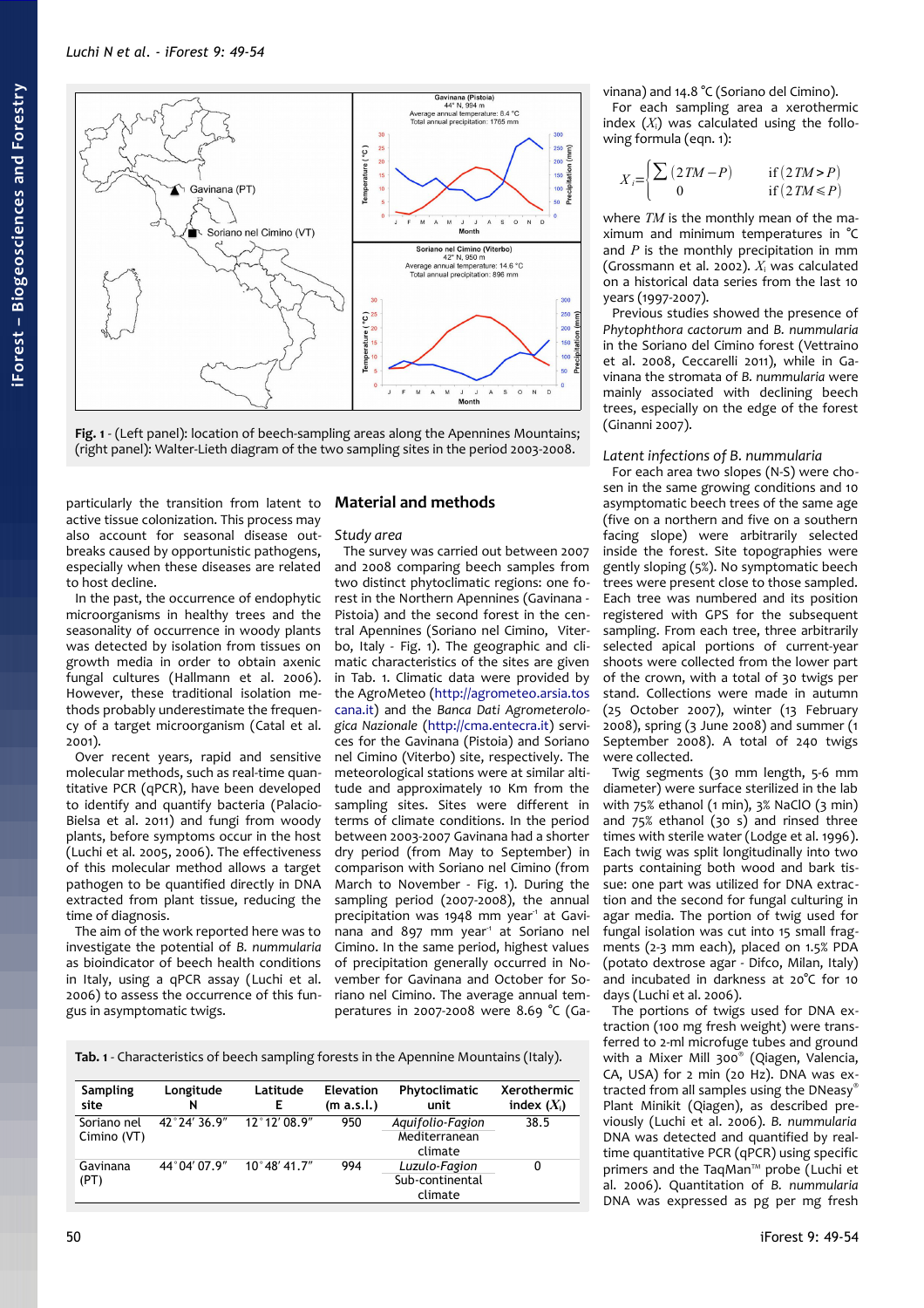Fig. 1 - (Left panel): location of beech-sampling areas along the Apennines Mountains; (right panel): Walter-Lieth diagram of the two sampling sites in the period 2003-2008.

particularly the transition from latent to active tissue colonization. This process may also account for seasonal disease outbreaks caused by opportunistic pathogens, especially when these diseases are related to host decline.

In the past, the occurrence of endophytic microorganisms in healthy trees and the seasonality of occurrence in woody plants was detected by isolation from tissues on growth media in order to obtain axenic fungal cultures (Hallmann et al. 2006). However, these traditional isolation methods probably underestimate the frequency of a target microorganism (Catal et al. 2001).

Over recent years, rapid and sensitive molecular methods, such as real-time quantitative PCR (qPCR), have been developed to identify and quantify bacteria (Palacio-Bielsa et al. 2011) and fungi from woody plants, before symptoms occur in the host plants (Luchi et al. 2005, 2006). The effectiveness of this molecular method allows a target pathogen to be quantified directly in DNA extracted from plant tissue, reducing the time of diagnosis.

The aim of the work reported here was to investigate the potential of *B. nummularia* as bioindicator of beech health conditions in Italy, using a qPCR assay (Luchi et al. 2006) to assess the occurrence of this fungus in asymptomatic twigs.

## Material and methods

### Study area

The survey was carried out between 2007 and 2008 comparing beech samples from two distinct phytoclimatic regions: one forest in the Northern Apennines (Gavinana - Pistoia) and the second forest in the central Apennines (Soriano nel Cimino, Viterbo, Italy - Fig. 1). The geographic and climatic characteristics of the sites are given in Tab. 1. Climatic data were provided by the AgroMeteo (http://agrometeo.arsia.toscana.it) and the *Banca Dati Agrometerologica Nazionale* (http://cma.entecra.it) services for the Gavinana (Pistoia) and Soriano nel Cimino (Viterbo) site, respectively. The meteorological stations were at similar altitude and approximately 10 Km from the sampling sites. Sites were different in terms of climate conditions. In the period between 2003-2007 Gavinana had a shorter dry period (from May to September) in comparison with Soriano nel Cimino (from March to November - Fig. 1). During the sampling period (2007-2008), the annual precipitation was 1948 mm year$^{-1}$ at Gavinana and 897 mm year$^{-1}$ at Soriano nel Cimino. In the same period, highest values of precipitation generally occurred in November for Gavinana and October for Soriano nel Cimino. The average annual temperatures in 2007-2008 were 8.69 °C (Gavinana) and 14.8 °C (Soriano del Cimino).

For each sampling area a xerothermic index ($X_i$) was calculated using the following formula (eqn. 1):

$$X_i = \begin{cases} \sum (2TM - P) & \text{if } (2TM > P) \\ 0 & \text{if } (2TM \leq P) \end{cases}$$

where $TM$ is the monthly mean of the maximum and minimum temperatures in °C and $P$ is the monthly precipitation in mm (Grossmann et al. 2002). $X_i$ was calculated on a historical data series from the last 10 years (1997-2007).

Previous studies showed the presence of *Phytophthora cactorum* and *B. nummularia* in the Soriano del Cimino forest (Vettraino et al. 2008, Ceccarelli 2011), while in Gavinana the stromata of *B. nummularia* were mainly associated with declining beech trees, especially on the edge of the forest (Ginanni 2007).

### Latent infections of B. nummularia

For each area two slopes (N-S) were chosen in the same growing conditions and 10 asymptomatic beech trees of the same age (five on a northern and five on a southern facing slope) were arbitrarily selected inside the forest. Site topographies were gently sloping (5%). No symptomatic beech trees were present close to those sampled. Each tree was numbered and its position registered with GPS for the subsequent sampling. From each tree, three arbitrarily selected apical portions of current-year shoots were collected from the lower part of the crown, with a total of 30 twigs per stand. Collections were made in autumn (25 October 2007), winter (13 February 2008), spring (3 June 2008) and summer (1 September 2008). A total of 240 twigs were collected.

Twig segments (30 mm length, 5-6 mm diameter) were surface sterilized in the lab with 75% ethanol (1 min), 3% NaClO (3 min) and 75% ethanol (30 s) and rinsed three times with sterile water (Lodge et al. 1996). Each twig was split longitudinally into two parts containing both wood and bark tissue: one part was utilized for DNA extraction and the second for fungal culturing in agar media. The portion of twig used for fungal isolation was cut into 15 small fragments (2-3 mm each), placed on 1.5% PDA (potato dextrose agar - Difco, Milan, Italy) and incubated in darkness at 20°C for 10 days (Luchi et al. 2006).

The portions of twigs used for DNA extraction (100 mg fresh weight) were transferred to 2-ml microfuge tubes and ground with a Mixer Mill 300® (Qiagen, Valencia, CA, USA) for 2 min (20 Hz). DNA was extracted from all samples using the DNeasy® Plant Minikit (Qiagen), as described previously (Luchi et al. 2006). *B. nummularia* DNA was detected and quantified by real-time quantitative PCR (qPCR) using specific primers and the TaqMan™ probe (Luchi et al. 2006). Quantitation of *B. nummularia* DNA was expressed as pg per mg fresh

Tab. 1 - Characteristics of beech sampling forests in the Apennine Mountains (Italy).

| Sampling site | Longitude N | Latitude E | Elevation (m a.s.l.) | Phytoclimatic unit | Xerothermic index ($X_i$) |
|---|---|---|---|---|---|
| Soriano nel Cimino (VT) | 42°24' 36.9" | 12°12' 08.9" | 950 | *Aquifolio-Fagion* Mediterranean climate | 38.5 |
| Gavinana (PT) | 44°04' 07.9" | 10°48' 41.7" | 994 | *Luzulo-Fagion* Sub-continental climate | 0 |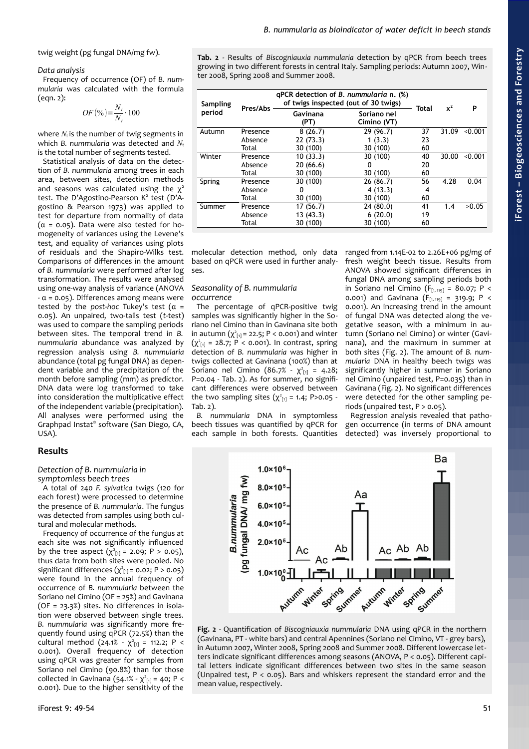twig weight (pg fungal DNA/mg fw).

### Data analysis

Frequency of occurrence (OF) of *B. nummularia* was calculated with the formula (eqn. 2):

$$OF(\%) = \frac{N_i}{N_t} \cdot 100$$

where $N_i$ is the number of twig segments in which *B. nummularia* was detected and $N_t$ is the total number of segments tested.

Statistical analysis of data on the detection of *B. nummularia* among trees in each area, between sites, detection methods and seasons was calculated using the $\chi^2$ test. The D'Agostino-Pearson $K^2$ test (D'Agostino & Pearson 1973) was applied to test for departure from normality of data ($\alpha = 0.05$). Data were also tested for homogeneity of variances using the Levene's test, and equality of variances using plots of residuals and the Shapiro-Wilks test. Comparisons of differences in the amount of *B. nummularia* were performed after log transformation. The results were analysed using one-way analysis of variance (ANOVA - $\alpha = 0.05$). Differences among means were tested by the *post-hoc* Tukey's test ($\alpha = 0.05$). An unpaired, two-tails test (*t*-test) was used to compare the sampling periods between sites. The temporal trend in *B. nummularia* abundance was analyzed by regression analysis using *B. nummularia* abundance (total pg fungal DNA) as dependent variable and the precipitation of the month before sampling (mm) as predictor. DNA data were log transformed to take into consideration the multiplicative effect of the independent variable (precipitation). All analyses were performed using the Graphpad Instat® software (San Diego, CA, USA).

## Results

### Detection of B. nummularia in symptomless beech trees

A total of 240 *F. sylvatica* twigs (120 for each forest) were processed to determine the presence of *B. nummularia*. The fungus was detected from samples using both cultural and molecular methods.

Frequency of occurrence of the fungus at each site was not significantly influenced by the tree aspect ($\chi^2_{[1]} = 2.09$; $P > 0.05$), thus data from both sites were pooled. No significant differences ($\chi^2_{[1]} = 0.02$; $P > 0.05$) were found in the annual frequency of occurrence of *B. nummularia* between the Soriano nel Cimino (OF = 25%) and Gavinana (OF = 23.3%) sites. No differences in isolation were observed between single trees. *B. nummularia* was significantly more frequently found using qPCR (72.5%) than the cultural method (24.1% - $\chi^2_{[1]} = 112.2$; $P < 0.001$). Overall frequency of detection using qPCR was greater for samples from Soriano nel Cimino (90.8%) than for those collected in Gavinana (54.1% - $\chi^2_{[1]} = 40$; $P < 0.001$). Due to the higher sensitivity of the molecular detection method, only data based on qPCR were used in further analyses.

**Tab. 2** - Results of *Biscogniauxia nummularia* detection by qPCR from beech trees growing in two different forests in central Italy. Sampling periods: Autumn 2007, Winter 2008, Spring 2008 and Summer 2008.

| Sampling period | Pres/Abs | qPCR detection of *B. nummularia* n. (%) of twigs inspected (out of 30 twigs) | | Total | $x^2$ | P |
|---|---|---|---|---|---|---|
| | | Gavinana (PT) | Soriano nel Cimino (VT) | | | |
| Autumn | Presence | 8 (26.7) | 29 (96.7) | 37 | 31.09 | <0.001 |
| | Absence | 22 (73.3) | 1 (3.3) | 23 | | |
| | Total | 30 (100) | 30 (100) | 60 | | |
| Winter | Presence | 10 (33.3) | 30 (100) | 40 | 30.00 | <0.001 |
| | Absence | 20 (66.6) | 0 | 20 | | |
| | Total | 30 (100) | 30 (100) | 60 | | |
| Spring | Presence | 30 (100) | 26 (86.7) | 56 | 4.28 | 0.04 |
| | Absence | 0 | 4 (13.3) | 4 | | |
| | Total | 30 (100) | 30 (100) | 60 | | |
| Summer | Presence | 17 (56.7) | 24 (80.0) | 41 | 1.4 | >0.05 |
| | Absence | 13 (43.3) | 6 (20.0) | 19 | | |
| | Total | 30 (100) | 30 (100) | 60 | | |

### Seasonality of B. nummularia occurrence

The percentage of qPCR-positive twig samples was significantly higher in the Soriano nel Cimino than in Gavinana site both in autumn ($\chi^2_{[1]} = 22.5$; $P < 0.001$) and winter ($\chi^2_{[1]} = 28.7$; $P < 0.001$). In contrast, spring detection of *B. nummularia* was higher in twigs collected at Gavinana (100%) than at Soriano nel Cimino (86.7% - $\chi^2_{[1]} = 4.28$; P=0.04 - Tab. 2). As for summer, no significant differences were observed between the two sampling sites ($\chi^2_{[1]} = 1.4$; P>0.05 - Tab. 2).

*B. nummularia* DNA in symptomless beech tissues was quantified by qPCR for each sample in both forests. Quantities ranged from 1.14E-02 to 2.26E+06 pg/mg of fresh weight beech tissue. Results from ANOVA showed significant differences in fungal DNA among sampling periods both in Soriano nel Cimino ($F_{[1, 119]} = 80.07$; $P < 0.001$) and Gavinana ($F_{[1, 119]} = 319.9$; $P < 0.001$). An increasing trend in the amount of fungal DNA was detected along the vegetative season, with a minimum in autumn (Soriano nel Cimino) or winter (Gavinana), and the maximum in summer at both sites (Fig. 2). The amount of *B. nummularia* DNA in healthy beech twigs was significantly higher in summer in Soriano nel Cimino (unpaired test, P=0.035) than in Gavinana (Fig. 2). No significant differences were detected for the other sampling periods (unpaired test, P > 0.05).

Regression analysis revealed that pathogen occurrence (in terms of DNA amount detected) was inversely proportional to

**Fig. 2** - Quantification of *Biscogniauxia nummularia* DNA using qPCR in the northern (Gavinana, PT - white bars) and central Apennines (Soriano nel Cimino, VT - grey bars), in Autumn 2007, Winter 2008, Spring 2008 and Summer 2008. Different lowercase letters indicate significant differences among seasons (ANOVA, P < 0.05). Different capital letters indicate significant differences between two sites in the same season (Unpaired test, P < 0.05). Bars and whiskers represent the standard error and the mean value, respectively.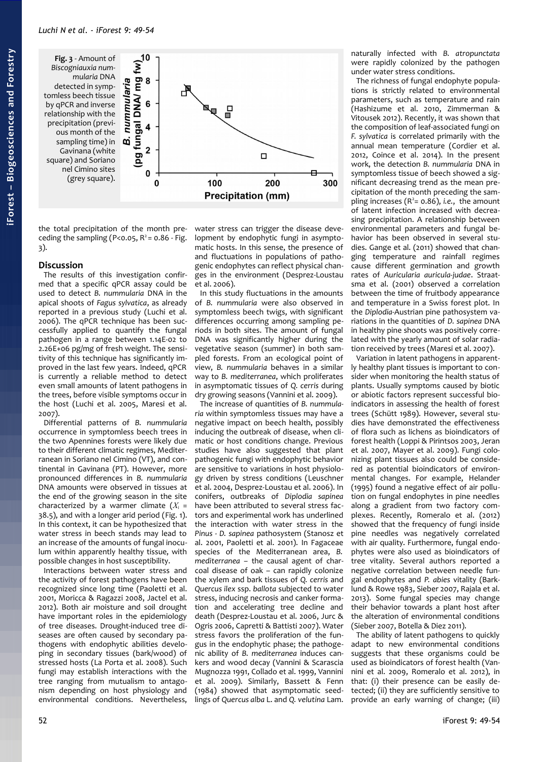**Fig. 3** - Amount of *Biscogniauxia nummularia* DNA detected in symptomless beech tissue by qPCR and inverse relationship with the precipitation (previous month of the sampling time) in Gavinana (white square) and Soriano nel Cimino sites (grey square).

the total precipitation of the month preceding the sampling ($P<0.05$, $R^2 = 0.86$ - Fig. 3).

## Discussion

The results of this investigation confirmed that a specific qPCR assay could be used to detect *B. nummularia* DNA in the apical shoots of *Fagus sylvatica*, as already reported in a previous study (Luchi et al. 2006). The qPCR technique has been successfully applied to quantify the fungal pathogen in a range between 1.14E-02 to 2.26E+06 pg/mg of fresh weight. The sensitivity of this technique has significantly improved in the last few years. Indeed, qPCR is currently a reliable method to detect even small amounts of latent pathogens in the trees, before visible symptoms occur in the host (Luchi et al. 2005, Maresi et al. 2007).

Differential patterns of *B. nummularia* occurrence in symptomless beech trees in the two Apennines forests were likely due to their different climatic regimes, Mediterranean in Soriano nel Cimino (VT), and continental in Gavinana (PT). However, more pronounced differences in *B. nummularia* DNA amounts were observed in tissues at the end of the growing season in the site characterized by a warmer climate ($X_i$ = 38.5), and with a longer arid period (Fig. 1). In this context, it can be hypothesized that water stress in beech stands may lead to an increase of the amounts of fungal inoculum within apparently healthy tissue, with possible changes in host susceptibility.

Interactions between water stress and the activity of forest pathogens have been recognized since long time (Paoletti et al. 2001, Moricca & Ragazzi 2008, Jactel et al. 2012). Both air moisture and soil drought have important roles in the epidemiology of tree diseases. Drought-induced tree diseases are often caused by secondary pathogens with endophytic abilities developing in secondary tissues (bark/wood) of stressed hosts (La Porta et al. 2008). Such fungi may establish interactions with the tree ranging from mutualism to antagonism depending on host physiology and environmental conditions. Nevertheless, water stress can trigger the disease development by endophytic fungi in asymptomatic hosts. In this sense, the presence of and fluctuations in populations of pathogenic endophytes can reflect physical changes in the environment (Desprez-Loustau et al. 2006).

In this study fluctuations in the amounts of *B. nummularia* were also observed in symptomless beech twigs, with significant differences occurring among sampling periods in both sites. The amount of fungal DNA was significantly higher during the vegetative season (summer) in both sampled forests. From an ecological point of view, *B. nummularia* behaves in a similar way to *B. mediterranea*, which proliferates in asymptomatic tissues of *Q. cerris* during dry growing seasons (Vannini et al. 2009).

The increase of quantities of *B. nummularia* within symptomless tissues may have a negative impact on beech health, possibly inducing the outbreak of disease, when climatic or host conditions change. Previous studies have also suggested that plant pathogenic fungi with endophytic behavior are sensitive to variations in host physiology driven by stress conditions (Leuschner et al. 2004, Desprez-Loustau et al. 2006). In conifers, outbreaks of *Diplodia sapinea* have been attributed to several stress factors and experimental work has underlined the interaction with water stress in the *Pinus - D. sapinea* pathosystem (Stanosz et al. 2001, Paoletti et al. 2001). In Fagaceae species of the Mediterranean area, *B. mediterranea* – the causal agent of charcoal disease of oak – can rapidly colonize the xylem and bark tissues of *Q. cerris* and *Quercus ilex* ssp. *ballota* subjected to water stress, inducing necrosis and canker formation and accelerating tree decline and death (Desprez-Loustau et al. 2006, Jurc & Ogris 2006, Capretti & Battisti 2007). Water stress favors the proliferation of the fungus in the endophytic phase; the pathogenic ability of *B. mediterranea* induces cankers and wood decay (Vannini & Scarascia Mugnozza 1991, Collado et al. 1999, Vannini et al. 2009). Similarly, Bassett & Fenn (1984) showed that asymptomatic seedlings of *Quercus alba* L. and *Q. velutina* Lam. naturally infected with *B. atropunctata* were rapidly colonized by the pathogen under water stress conditions.

The richness of fungal endophyte populations is strictly related to environmental parameters, such as temperature and rain (Hashizume et al. 2010, Zimmerman & Vitousek 2012). Recently, it was shown that the composition of leaf-associated fungi on *F. sylvatica* is correlated primarily with the annual mean temperature (Cordier et al. 2012, Coince et al. 2014). In the present work, the detection *B. nummularia* DNA in symptomless tissue of beech showed a significant decreasing trend as the mean precipitation of the month preceding the sampling increases ($R^2 = 0.86$), *i.e.*, the amount of latent infection increased with decreasing precipitation. A relationship between environmental parameters and fungal behavior has been observed in several studies. Gange et al. (2011) showed that changing temperature and rainfall regimes cause different germination and growth rates of *Auricularia auricula-judae*. Straatsma et al. (2001) observed a correlation between the time of fruitbody appearance and temperature in a Swiss forest plot. In the *Diplodia*-Austrian pine pathosystem variations in the quantities of *D. sapinea* DNA in healthy pine shoots was positively correlated with the yearly amount of solar radiation received by trees (Maresi et al. 2007).

Variation in latent pathogens in apparently healthy plant tissues is important to consider when monitoring the health status of plants. Usually symptoms caused by biotic or abiotic factors represent successful bioindicators in assessing the health of forest trees (Schütt 1989). However, several studies have demonstrated the effectiveness of flora such as lichens as bioindicators of forest health (Loppi & Pirintsos 2003, Jeran et al. 2007, Mayer et al. 2009). Fungi colonizing plant tissues also could be considered as potential bioindicators of environmental changes. For example, Helander (1995) found a negative effect of air pollution on fungal endophytes in pine needles along a gradient from two factory complexes. Recently, Romeralo et al. (2012) showed that the frequency of fungi inside pine needles was negatively correlated with air quality. Furthermore, fungal endophytes were also used as bioindicators of tree vitality. Several authors reported a negative correlation between needle fungal endophytes and *P. abies* vitality (Barklund & Rowe 1983, Sieber 2007, Rajala et al. 2013). Some fungal species may change their behavior towards a plant host after the alteration of environmental conditions (Sieber 2007, Botella & Diez 2011).

The ability of latent pathogens to quickly adapt to new environmental conditions suggests that these organisms could be used as bioindicators of forest health (Vannini et al. 2009, Romeralo et al. 2012), in that: (i) their presence can be easily detected; (ii) they are sufficiently sensitive to provide an early warning of change; (iii)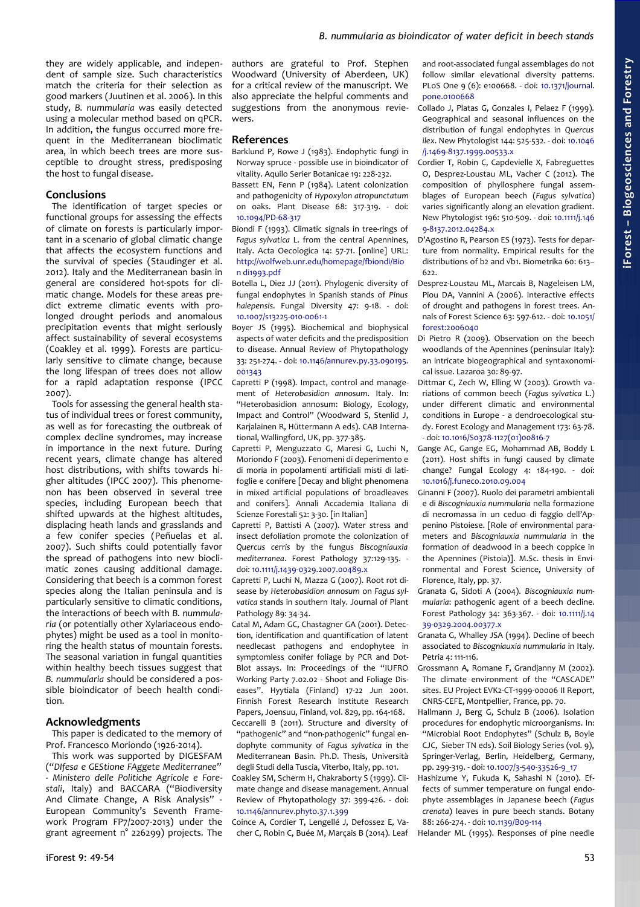they are widely applicable, and independent of sample size. Such characteristics match the criteria for their selection as good markers (Juutinen et al. 2006). In this study, *B. nummularia* was easily detected using a molecular method based on qPCR. In addition, the fungus occurred more frequent in the Mediterranean bioclimatic area, in which beech trees are more susceptible to drought stress, predisposing the host to fungal disease.

## Conclusions

The identification of target species or functional groups for assessing the effects of climate on forests is particularly important in a scenario of global climatic change that affects the ecosystem functions and the survival of species (Staudinger et al. 2012). Italy and the Mediterranean basin in general are considered hot-spots for climatic change. Models for these areas predict extreme climatic events with prolonged drought periods and anomalous precipitation events that might seriously affect sustainability of several ecosystems (Coakley et al. 1999). Forests are particularly sensitive to climate change, because the long lifespan of trees does not allow for a rapid adaptation response (IPCC 2007).

Tools for assessing the general health status of individual trees or forest community, as well as for forecasting the outbreak of complex decline syndromes, may increase in importance in the next future. During recent years, climate change has altered host distributions, with shifts towards higher altitudes (IPCC 2007). This phenomenon has been observed in several tree species, including European beech that shifted upwards at the highest altitudes, displacing heath lands and grasslands and a few conifer species (Peñuelas et al. 2007). Such shifts could potentially favor the spread of pathogens into new bioclimatic zones causing additional damage. Considering that beech is a common forest species along the Italian peninsula and is particularly sensitive to climatic conditions, the interactions of beech with *B. nummularia* (or potentially other Xylariaceous endophytes) might be used as a tool in monitoring the health status of mountain forests. The seasonal variation in fungal quantities within healthy beech tissues suggest that *B. nummularia* should be considered a possible bioindicator of beech health condition.

## Acknowledgments

This paper is dedicated to the memory of Prof. Francesco Moriondo (1926-2014).

This work was supported by DIGESFAM ("*DIfesa e GEStione FAggete Mediterranee" - Ministero delle Politiche Agricole e Forestali*, Italy) and BACCARA ("Biodiversity And Climate Change, A Risk Analysis" - European Community's Seventh Framework Program FP7/2007-2013) under the grant agreement n° 226299) projects. The authors are grateful to Prof. Stephen Woodward (University of Aberdeen, UK) for a critical review of the manuscript. We also appreciate the helpful comments and suggestions from the anonymous reviewers.

## References

Barklund P, Rowe J (1983). Endophytic fungi in Norway spruce - possible use in bioindicator of vitality. Aquilo Serier Botanicae 19: 228-232.

Bassett EN, Fenn P (1984). Latent colonization and pathogenicity of *Hypoxylon atropunctatum* on oaks. Plant Disease 68: 317-319. - doi: 10.1094/PD-68-317

Biondi F (1993). Climatic signals in tree-rings of *Fagus sylvatica* L. from the central Apennines, Italy. Acta Oecologica 14: 57-71. [online] URL: http://wolfweb.unr.edu/homepage/fbiondi/Bion di1993.pdf

Botella L, Diez JJ (2011). Phylogenic diversity of fungal endophytes in Spanish stands of *Pinus halepensis*. Fungal Diversity 47: 9-18. - doi: 10.1007/s13225-010-0061-1

Boyer JS (1995). Biochemical and biophysical aspects of water deficits and the predisposition to disease. Annual Review of Phytopathology 33: 251-274. - doi: 10.1146/annurev.py.33.090195.001343

Capretti P (1998). Impact, control and management of *Heterobasidion annosum*. Italy. In: "Heterobasidion annosum: Biology, Ecology, Impact and Control" (Woodward S, Stenlid J, Karjalainen R, Hüttermann A eds). CAB International, Wallingford, UK, pp. 377-385.

Capretti P, Menguzzato G, Maresi G, Luchi N, Moriondo F (2003). Fenomeni di deperimento e di moria in popolamenti artificiali misti di latifoglie e conifere [Decay and blight phenomena in mixed artificial populations of broadleaves and conifers]. Annali Accademia Italiana di Scienze Forestali 52: 3-30. [in Italian]

Capretti P, Battisti A (2007). Water stress and insect defoliation promote the colonization of *Quercus cerris* by the fungus *Biscogniauxia mediterranea*. Forest Pathology 37:129-135. - doi: 10.1111/j.1439-0329.2007.00489.x

Capretti P, Luchi N, Mazza G (2007). Root rot disease by *Heterobasidion annosum* on *Fagus sylvatica* stands in southern Italy. Journal of Plant Pathology 89: 34-34.

Catal M, Adam GC, Chastagner GA (2001). Detection, identification and quantification of latent needlecast pathogens and endophyte in symptomless conifer foliage by PCR and Dot-Blot assays. In: Proceedings of the "IUFRO Working Party 7.02.02 - Shoot and Foliage Diseases". Hyytiala (Finland) 17-22 Jun 2001. Finnish Forest Research Institute Research Papers, Joensuu, Finland, vol. 829, pp. 164-168.

Ceccarelli B (2011). Structure and diversity of "pathogenic" and "non-pathogenic" fungal endophyte community of *Fagus sylvatica* in the Mediterranean Basin. Ph.D. Thesis, Università degli Studi della Tuscia, Viterbo, Italy, pp. 101.

Coakley SM, Scherm H, Chakraborty S (1999). Climate change and disease management. Annual Review of Phytopathology 37: 399-426. - doi: 10.1146/annurev.phyto.37.1.399

Coince A, Cordier T, Lengellé J, Defossez E, Vacher C, Robin C, Buée M, Marçais B (2014). Leaf and root-associated fungal assemblages do not follow similar elevational diversity patterns. PLoS One 9 (6): e100668. - doi: 10.1371/journal.pone.0100668

Collado J, Platas G, Gonzales I, Pelaez F (1999). Geographical and seasonal influences on the distribution of fungal endophytes in *Quercus ilex*. New Phytologist 144: 525-532. - doi: 10.1046/j.1469-8137.1999.00533.x

Cordier T, Robin C, Capdevielle X, Fabreguettes O, Desprez-Loustau ML, Vacher C (2012). The composition of phyllosphere fungal assemblages of European beech (*Fagus sylvatica*) varies significantly along an elevation gradient. New Phytologist 196: 510-509. - doi: 10.1111/j.1469-8137.2012.04284.x

D'Agostino R, Pearson ES (1973). Tests for departure from normality. Empirical results for the distributions of b2 and √b1. Biometrika 60: 613–622.

Desprez-Loustau ML, Marcais B, Nageleisen LM, Piou DA, Vannini A (2006). Interactive effects of drought and pathogens in forest trees. Annals of Forest Science 63: 597-612. - doi: 10.1051/forest:2006040

Di Pietro R (2009). Observation on the beech woodlands of the Apennines (peninsular Italy): an intricate biogeographical and syntaxonomical issue. Lazaroa 30: 89-97.

Dittmar C, Zech W, Elling W (2003). Growth variations of common beech (*Fagus sylvatica* L.) under different climatic and environmental conditions in Europe - a dendroecological study. Forest Ecology and Management 173: 63-78. - doi: 10.1016/S0378-1127(01)00816-7

Gange AC, Gange EG, Mohammad AB, Boddy L (2011). Host shifts in fungi caused by climate change? Fungal Ecology 4: 184-190. - doi: 10.1016/j.funeco.2010.09.004

Ginanni F (2007). Ruolo dei parametri ambientali e di *Biscogniauxia nummularia* nella formazione di necromassa in un ceduo di faggio dell'Appenino Pistoiese. [Role of environmental parameters and *Biscogniauxia nummularia* in the formation of deadwood in a beech coppice in the Apennines (Pistoia)]. M.Sc. thesis in Environmental and Forest Science, University of Florence, Italy, pp. 37.

Granata G, Sidoti A (2004). *Biscogniauxia nummularia*: pathogenic agent of a beech decline. Forest Pathology 34: 363-367. - doi: 10.1111/j.1439-0329.2004.00377.x

Granata G, Whalley JSA (1994). Decline of beech associated to *Biscogniauxia nummularia* in Italy. Petria 4: 111-116.

Grossmann A, Romane F, Grandjanny M (2002). The climate environment of the "CASCADE" sites. EU Project EVK2-CT-1999-00006 II Report, CNRS-CEFE, Montpellier, France, pp. 70.

Hallmann J, Berg G, Schulz B (2006). Isolation procedures for endophytic microorganisms. In: "Microbial Root Endophytes" (Schulz B, Boyle CJC, Sieber TN eds). Soil Biology Series (vol. 9), Springer-Verlag, Berlin, Heidelberg, Germany, pp. 299-319. - doi: 10.1007/3-540-33526-9_17

Hashizume Y, Fukuda K, Sahashi N (2010). Effects of summer temperature on fungal endophyte assemblages in Japanese beech (*Fagus crenata*) leaves in pure beech stands. Botany 88: 266-274. - doi: 10.1139/B09-114

Helander ML (1995). Responses of pine needle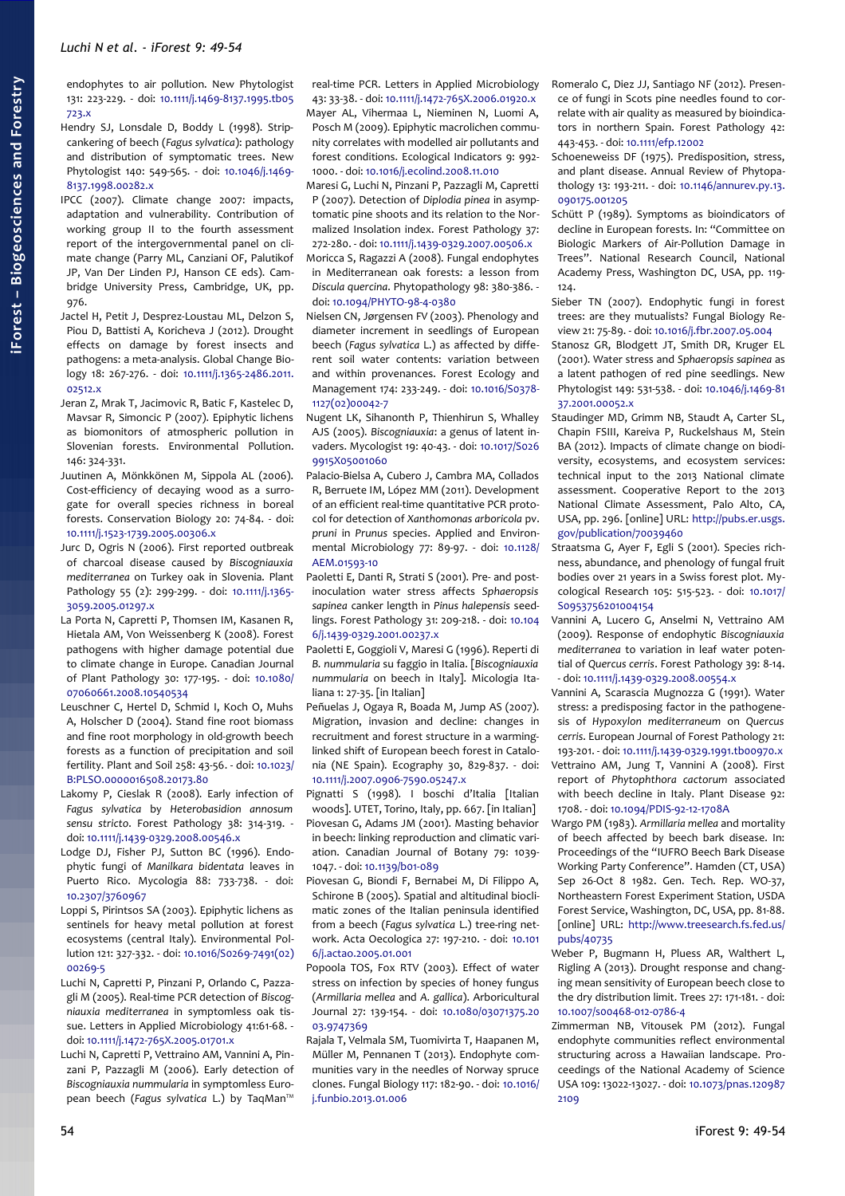endophytes to air pollution. New Phytologist 131: 223-229. - doi: 10.1111/j.1469-8137.1995.tb05723.x

Hendry SJ, Lonsdale D, Boddy L (1998). Strip-cankering of beech (*Fagus sylvatica*): pathology and distribution of symptomatic trees. New Phytologist 140: 549-565. - doi: 10.1046/j.1469-8137.1998.00282.x

IPCC (2007). Climate change 2007: impacts, adaptation and vulnerability. Contribution of working group II to the fourth assessment report of the intergovernmental panel on climate change (Parry ML, Canziani OF, Palutikof JP, Van Der Linden PJ, Hanson CE eds). Cambridge University Press, Cambridge, UK, pp. 976.

Jactel H, Petit J, Desprez-Loustau ML, Delzon S, Piou D, Battisti A, Koricheva J (2012). Drought effects on damage by forest insects and pathogens: a meta-analysis. Global Change Biology 18: 267-276. - doi: 10.1111/j.1365-2486.2011.02512.x

Jeran Z, Mrak T, Jacimovic R, Batic F, Kastelec D, Mavsar R, Simoncic P (2007). Epiphytic lichens as biomonitors of atmospheric pollution in Slovenian forests. Environmental Pollution. 146: 324-331.

Juutinen A, Mönkkönen M, Sippola AL (2006). Cost-efficiency of decaying wood as a surrogate for overall species richness in boreal forests. Conservation Biology 20: 74-84. - doi: 10.1111/j.1523-1739.2005.00306.x

Jurc D, Ogris N (2006). First reported outbreak of charcoal disease caused by *Biscogniauxia mediterranea* on Turkey oak in Slovenia. Plant Pathology 55 (2): 299-299. - doi: 10.1111/j.1365-3059.2005.01297.x

La Porta N, Capretti P, Thomsen IM, Kasanen R, Hietala AM, Von Weissenberg K (2008). Forest pathogens with higher damage potential due to climate change in Europe. Canadian Journal of Plant Pathology 30: 177-195. - doi: 10.1080/07060661.2008.10540534

Leuschner C, Hertel D, Schmid I, Koch O, Muhs A, Holscher D (2004). Stand fine root biomass and fine root morphology in old-growth beech forests as a function of precipitation and soil fertility. Plant and Soil 258: 43-56. - doi: 10.1023/B:PLSO.0000016508.20173.80

Lakomy P, Cieslak R (2008). Early infection of *Fagus sylvatica* by *Heterobasidion annosum sensu stricto*. Forest Pathology 38: 314-319. - doi: 10.1111/j.1439-0329.2008.00546.x

Lodge DJ, Fisher PJ, Sutton BC (1996). Endophytic fungi of *Manilkara bidentata* leaves in Puerto Rico. Mycologia 88: 733-738. - doi: 10.2307/3760967

Loppi S, Pirintsos SA (2003). Epiphytic lichens as sentinels for heavy metal pollution at forest ecosystems (central Italy). Environmental Pollution 121: 327-332. - doi: 10.1016/S0269-7491(02)00269-5

Luchi N, Capretti P, Pinzani P, Orlando C, Pazzagli M (2005). Real-time PCR detection of *Biscogniauxia mediterranea* in symptomless oak tissue. Letters in Applied Microbiology 41:61-68. - doi: 10.1111/j.1472-765X.2005.01701.x

Luchi N, Capretti P, Vettraino AM, Vannini A, Pinzani P, Pazzagli M (2006). Early detection of *Biscogniauxia nummularia* in symptomless European beech (*Fagus sylvatica* L.) by TaqMan™ real-time PCR. Letters in Applied Microbiology 43: 33-38. - doi: 10.1111/j.1472-765X.2006.01920.x

Mayer AL, Vihermaa L, Nieminen N, Luomi A, Posch M (2009). Epiphytic macrolichen community correlates with modelled air pollutants and forest conditions. Ecological Indicators 9: 992-1000. - doi: 10.1016/j.ecolind.2008.11.010

Maresi G, Luchi N, Pinzani P, Pazzagli M, Capretti P (2007). Detection of *Diplodia pinea* in asymptomatic pine shoots and its relation to the Normalized Insolation index. Forest Pathology 37: 272-280. - doi: 10.1111/j.1439-0329.2007.00506.x

Moricca S, Ragazzi A (2008). Fungal endophytes in Mediterranean oak forests: a lesson from *Discula quercina*. Phytopathology 98: 380-386. - doi: 10.1094/PHYTO-98-4-0380

Nielsen CN, Jørgensen FV (2003). Phenology and diameter increment in seedlings of European beech (*Fagus sylvatica* L.) as affected by different soil water contents: variation between and within provenances. Forest Ecology and Management 174: 233-249. - doi: 10.1016/S0378-1127(02)00042-7

Nugent LK, Sihanonth P, Thienhirun S, Whalley AJS (2005). *Biscogniauxia*: a genus of latent invaders. Mycologist 19: 40-43. - doi: 10.1017/S0269915X05001060

Palacio-Bielsa A, Cubero J, Cambra MA, Collados R, Berruete IM, López MM (2011). Development of an efficient real-time quantitative PCR protocol for detection of *Xanthomonas arboricola* pv. *pruni* in *Prunus* species. Applied and Environmental Microbiology 77: 89-97. - doi: 10.1128/AEM.01593-10

Paoletti E, Danti R, Strati S (2001). Pre- and post-inoculation water stress affects *Sphaeropsis sapinea* canker length in *Pinus halepensis* seedlings. Forest Pathology 31: 209-218. - doi: 10.1046/j.1439-0329.2001.00237.x

Paoletti E, Goggioli V, Maresi G (1996). Reperti di *B. nummularia* su faggio in Italia. [*Biscogniauxia nummularia* on beech in Italy]. Micologia Italiana 1: 27-35. [in Italian]

Peñuelas J, Ogaya R, Boada M, Jump AS (2007). Migration, invasion and decline: changes in recruitment and forest structure in a warming-linked shift of European beech forest in Catalonia (NE Spain). Ecography 30, 829-837. - doi: 10.1111/j.2007.0906-7590.05247.x

Pignatti S (1998). I boschi d'Italia [Italian woods]. UTET, Torino, Italy, pp. 667. [in Italian]

Piovesan G, Adams JM (2001). Masting behavior in beech: linking reproduction and climatic variation. Canadian Journal of Botany 79: 1039-1047. - doi: 10.1139/b01-089

Piovesan G, Biondi F, Bernabei M, Di Filippo A, Schirone B (2005). Spatial and altitudinal bioclimatic zones of the Italian peninsula identified from a beech (*Fagus sylvatica* L.) tree-ring network. Acta Oecologica 27: 197-210. - doi: 10.1016/j.actao.2005.01.001

Popoola TOS, Fox RTV (2003). Effect of water stress on infection by species of honey fungus (*Armillaria mellea* and *A. gallica*). Arboricultural Journal 27: 139-154. - doi: 10.1080/03071375.2003.9747369

Rajala T, Velmala SM, Tuomivirta T, Haapanen M, Müller M, Pennanen T (2013). Endophyte communities vary in the needles of Norway spruce clones. Fungal Biology 117: 182-90. - doi: 10.1016/j.funbio.2013.01.006

Romeralo C, Diez JJ, Santiago NF (2012). Presence of fungi in Scots pine needles found to correlate with air quality as measured by bioindicators in northern Spain. Forest Pathology 42: 443-453. - doi: 10.1111/efp.12002

Schoeneweiss DF (1975). Predisposition, stress, and plant disease. Annual Review of Phytopathology 13: 193-211. - doi: 10.1146/annurev.py.13.090175.001205

Schütt P (1989). Symptoms as bioindicators of decline in European forests. In: "Committee on Biologic Markers of Air-Pollution Damage in Trees". National Research Council, National Academy Press, Washington DC, USA, pp. 119-124.

Sieber TN (2007). Endophytic fungi in forest trees: are they mutualists? Fungal Biology Review 21: 75-89. - doi: 10.1016/j.fbr.2007.05.004

Stanosz GR, Blodgett JT, Smith DR, Kruger EL (2001). Water stress and *Sphaeropsis sapinea* as a latent pathogen of red pine seedlings. New Phytologist 149: 531-538. - doi: 10.1046/j.1469-8137.2001.00052.x

Staudinger MD, Grimm NB, Staudt A, Carter SL, Chapin FSIII, Kareiva P, Ruckelshaus M, Stein BA (2012). Impacts of climate change on biodiversity, ecosystems, and ecosystem services: technical input to the 2013 National climate assessment. Cooperative Report to the 2013 National Climate Assessment, Palo Alto, CA, USA, pp. 296. [online] URL: http://pubs.er.usgs.gov/publication/70039460

Straatsma G, Ayer F, Egli S (2001). Species richness, abundance, and phenology of fungal fruit bodies over 21 years in a Swiss forest plot. Mycological Research 105: 515-523. - doi: 10.1017/S0953756201004154

Vannini A, Lucero G, Anselmi N, Vettraino AM (2009). Response of endophytic *Biscogniauxia mediterranea* to variation in leaf water potential of *Quercus cerris*. Forest Pathology 39: 8-14. - doi: 10.1111/j.1439-0329.2008.00554.x

Vannini A, Scarascia Mugnozza G (1991). Water stress: a predisposing factor in the pathogenesis of *Hypoxylon mediterraneum* on *Quercus cerris*. European Journal of Forest Pathology 21: 193-201. - doi: 10.1111/j.1439-0329.1991.tb00970.x

Vettraino AM, Jung T, Vannini A (2008). First report of *Phytophthora cactorum* associated with beech decline in Italy. Plant Disease 92: 1708. - doi: 10.1094/PDIS-92-12-1708A

Wargo PM (1983). *Armillaria mellea* and mortality of beech affected by beech bark disease. In: Proceedings of the "IUFRO Beech Bark Disease Working Party Conference". Hamden (CT, USA) Sep 26-Oct 8 1982. Gen. Tech. Rep. WO-37, Northeastern Forest Experiment Station, USDA Forest Service, Washington, DC, USA, pp. 81-88. [online] URL: http://www.treesearch.fs.fed.us/pubs/40735

Weber P, Bugmann H, Pluess AR, Walthert L, Rigling A (2013). Drought response and changing mean sensitivity of European beech close to the dry distribution limit. Trees 27: 171-181. - doi: 10.1007/s00468-012-0786-4

Zimmerman NB, Vitousek PM (2012). Fungal endophyte communities reflect environmental structuring across a Hawaiian landscape. Proceedings of the National Academy of Science USA 109: 13022-13027. - doi: 10.1073/pnas.1209872109